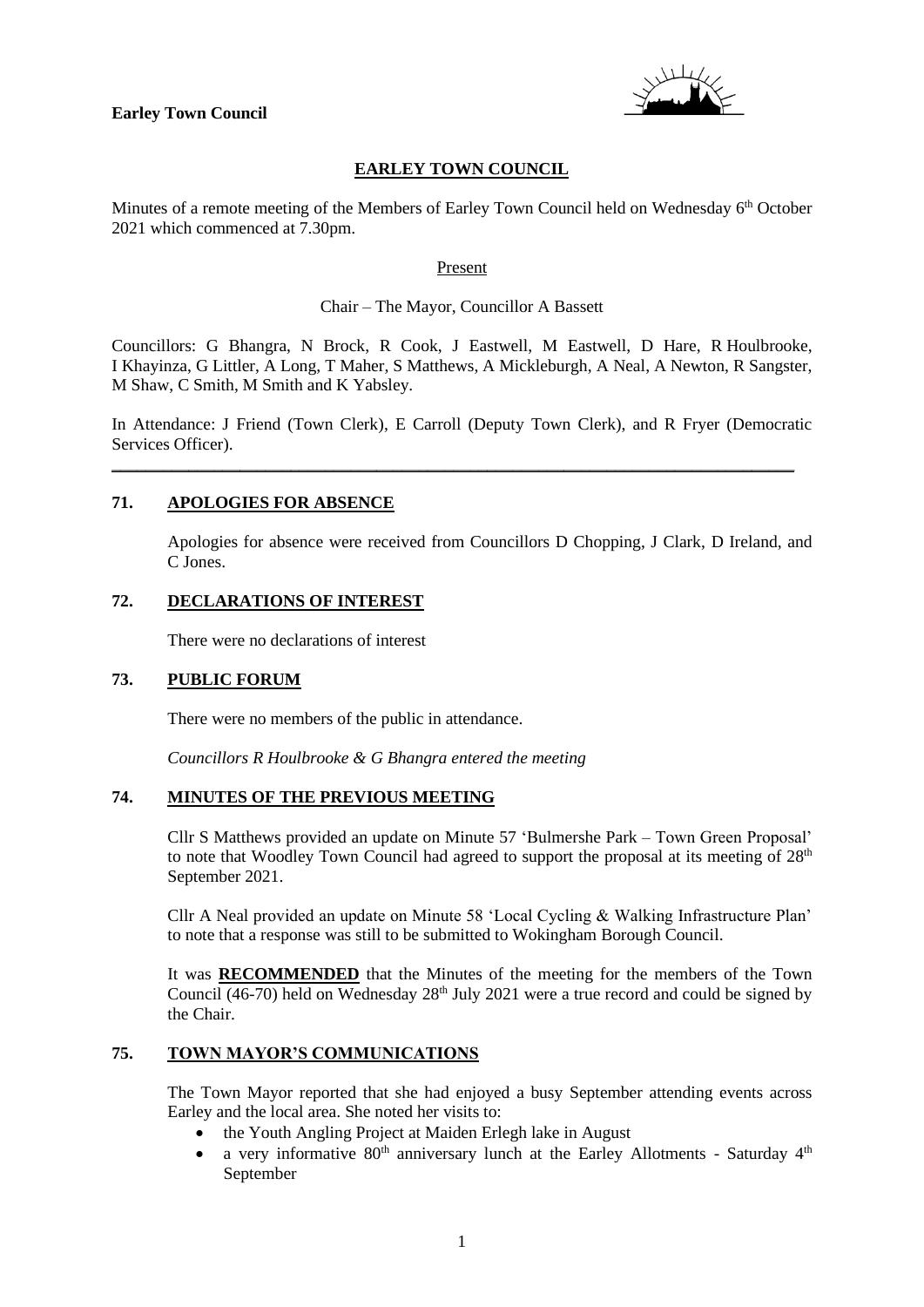**Earley Town Council**

# EARLEY TOWN COUNCIL

Minutes of a remote meeting of the Members of Earley Town Council held on Wednesday 6th October 2021 which commenced at 7.30pm.

Present

Chair – The Mayor, Councillor A Bassett

Councillors: G Bhangra, N Brock, R Cook, J Eastwell, M Eastwell, D Hare, R Houlbrooke, I Khayinza, G Littler, A Long, T Maher, S Matthews, A Mickleburgh, A Neal, A Newton, R Sangster, M Shaw, C Smith, M Smith and K Yabsley.

In Attendance: J Friend (Town Clerk), E Carroll (Deputy Town Clerk), and R Fryer (Democratic Services Officer).

---

## 71. APOLOGIES FOR ABSENCE

Apologies for absence were received from Councillors D Chopping, J Clark, D Ireland, and C Jones.

## 72. DECLARATIONS OF INTEREST

There were no declarations of interest

## 73. PUBLIC FORUM

There were no members of the public in attendance.

*Councillors R Houlbrooke & G Bhangra entered the meeting*

## 74. MINUTES OF THE PREVIOUS MEETING

Cllr S Matthews provided an update on Minute 57 'Bulmershe Park – Town Green Proposal' to note that Woodley Town Council had agreed to support the proposal at its meeting of 28th September 2021.

Cllr A Neal provided an update on Minute 58 'Local Cycling & Walking Infrastructure Plan' to note that a response was still to be submitted to Wokingham Borough Council.

It was **RECOMMENDED** that the Minutes of the meeting for the members of the Town Council (46-70) held on Wednesday 28th July 2021 were a true record and could be signed by the Chair.

## 75. TOWN MAYOR'S COMMUNICATIONS

The Town Mayor reported that she had enjoyed a busy September attending events across Earley and the local area. She noted her visits to:

- the Youth Angling Project at Maiden Erlegh lake in August
- a very informative 80th anniversary lunch at the Earley Allotments - Saturday 4th September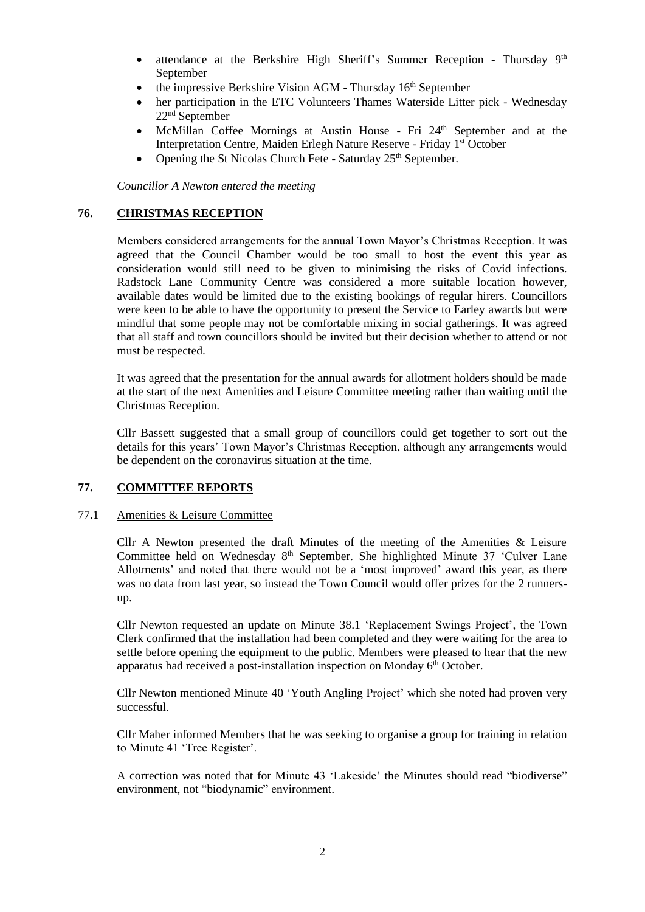- attendance at the Berkshire High Sheriff's Summer Reception - Thursday 9th September
- the impressive Berkshire Vision AGM - Thursday 16th September
- her participation in the ETC Volunteers Thames Waterside Litter pick - Wednesday 22nd September
- McMillan Coffee Mornings at Austin House - Fri 24th September and at the Interpretation Centre, Maiden Erlegh Nature Reserve - Friday 1st October
- Opening the St Nicolas Church Fete - Saturday 25th September.

*Councillor A Newton entered the meeting*

## 76. CHRISTMAS RECEPTION

Members considered arrangements for the annual Town Mayor's Christmas Reception. It was agreed that the Council Chamber would be too small to host the event this year as consideration would still need to be given to minimising the risks of Covid infections. Radstock Lane Community Centre was considered a more suitable location however, available dates would be limited due to the existing bookings of regular hirers. Councillors were keen to be able to have the opportunity to present the Service to Earley awards but were mindful that some people may not be comfortable mixing in social gatherings. It was agreed that all staff and town councillors should be invited but their decision whether to attend or not must be respected.

It was agreed that the presentation for the annual awards for allotment holders should be made at the start of the next Amenities and Leisure Committee meeting rather than waiting until the Christmas Reception.

Cllr Bassett suggested that a small group of councillors could get together to sort out the details for this years' Town Mayor's Christmas Reception, although any arrangements would be dependent on the coronavirus situation at the time.

## 77. COMMITTEE REPORTS

### 77.1 Amenities & Leisure Committee

Cllr A Newton presented the draft Minutes of the meeting of the Amenities & Leisure Committee held on Wednesday 8th September. She highlighted Minute 37 'Culver Lane Allotments' and noted that there would not be a 'most improved' award this year, as there was no data from last year, so instead the Town Council would offer prizes for the 2 runners-up.

Cllr Newton requested an update on Minute 38.1 'Replacement Swings Project', the Town Clerk confirmed that the installation had been completed and they were waiting for the area to settle before opening the equipment to the public. Members were pleased to hear that the new apparatus had received a post-installation inspection on Monday 6th October.

Cllr Newton mentioned Minute 40 'Youth Angling Project' which she noted had proven very successful.

Cllr Maher informed Members that he was seeking to organise a group for training in relation to Minute 41 'Tree Register'.

A correction was noted that for Minute 43 'Lakeside' the Minutes should read "biodiverse" environment, not "biodynamic" environment.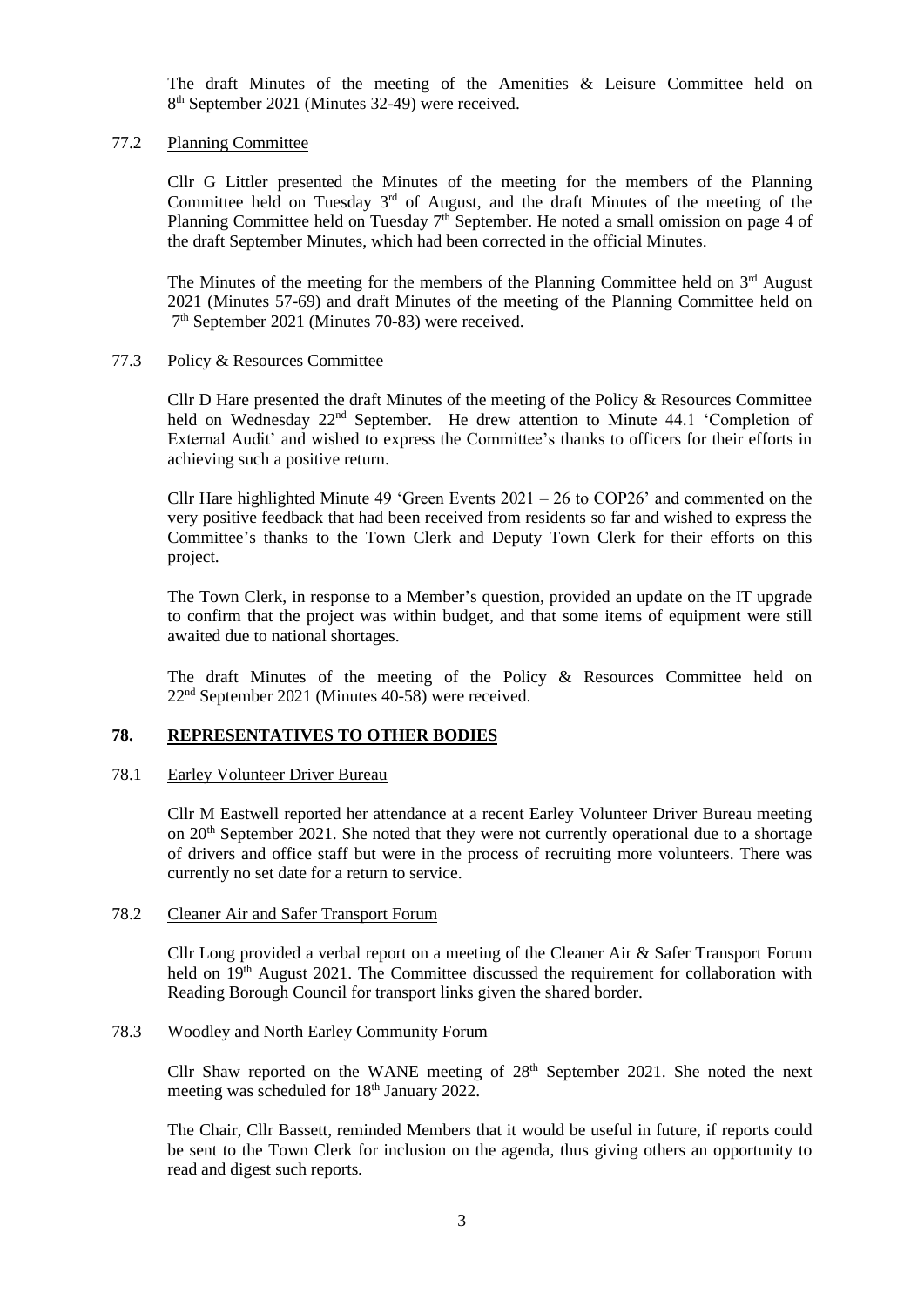The draft Minutes of the meeting of the Amenities & Leisure Committee held on 8th September 2021 (Minutes 32-49) were received.

77.2 Planning Committee

Cllr G Littler presented the Minutes of the meeting for the members of the Planning Committee held on Tuesday 3rd of August, and the draft Minutes of the meeting of the Planning Committee held on Tuesday 7th September. He noted a small omission on page 4 of the draft September Minutes, which had been corrected in the official Minutes.

The Minutes of the meeting for the members of the Planning Committee held on 3rd August 2021 (Minutes 57-69) and draft Minutes of the meeting of the Planning Committee held on 7th September 2021 (Minutes 70-83) were received.

77.3 Policy & Resources Committee

Cllr D Hare presented the draft Minutes of the meeting of the Policy & Resources Committee held on Wednesday 22nd September. He drew attention to Minute 44.1 'Completion of External Audit' and wished to express the Committee's thanks to officers for their efforts in achieving such a positive return.

Cllr Hare highlighted Minute 49 'Green Events 2021 – 26 to COP26' and commented on the very positive feedback that had been received from residents so far and wished to express the Committee's thanks to the Town Clerk and Deputy Town Clerk for their efforts on this project.

The Town Clerk, in response to a Member's question, provided an update on the IT upgrade to confirm that the project was within budget, and that some items of equipment were still awaited due to national shortages.

The draft Minutes of the meeting of the Policy & Resources Committee held on 22nd September 2021 (Minutes 40-58) were received.

## 78. REPRESENTATIVES TO OTHER BODIES

78.1 Earley Volunteer Driver Bureau

Cllr M Eastwell reported her attendance at a recent Earley Volunteer Driver Bureau meeting on 20th September 2021. She noted that they were not currently operational due to a shortage of drivers and office staff but were in the process of recruiting more volunteers. There was currently no set date for a return to service.

78.2 Cleaner Air and Safer Transport Forum

Cllr Long provided a verbal report on a meeting of the Cleaner Air & Safer Transport Forum held on 19th August 2021. The Committee discussed the requirement for collaboration with Reading Borough Council for transport links given the shared border.

78.3 Woodley and North Earley Community Forum

Cllr Shaw reported on the WANE meeting of 28th September 2021. She noted the next meeting was scheduled for 18th January 2022.

The Chair, Cllr Bassett, reminded Members that it would be useful in future, if reports could be sent to the Town Clerk for inclusion on the agenda, thus giving others an opportunity to read and digest such reports.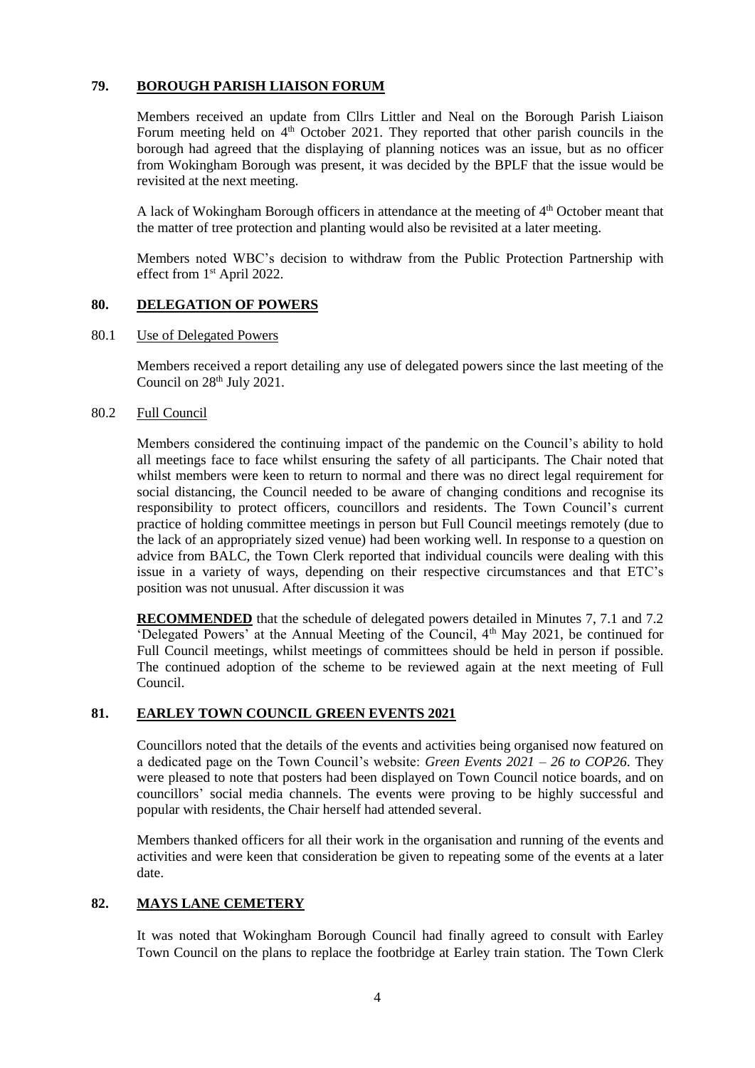## 79. BOROUGH PARISH LIAISON FORUM

Members received an update from Cllrs Littler and Neal on the Borough Parish Liaison Forum meeting held on 4th October 2021. They reported that other parish councils in the borough had agreed that the displaying of planning notices was an issue, but as no officer from Wokingham Borough was present, it was decided by the BPLF that the issue would be revisited at the next meeting.

A lack of Wokingham Borough officers in attendance at the meeting of 4th October meant that the matter of tree protection and planting would also be revisited at a later meeting.

Members noted WBC's decision to withdraw from the Public Protection Partnership with effect from 1st April 2022.

## 80. DELEGATION OF POWERS

### 80.1 Use of Delegated Powers

Members received a report detailing any use of delegated powers since the last meeting of the Council on 28th July 2021.

### 80.2 Full Council

Members considered the continuing impact of the pandemic on the Council's ability to hold all meetings face to face whilst ensuring the safety of all participants. The Chair noted that whilst members were keen to return to normal and there was no direct legal requirement for social distancing, the Council needed to be aware of changing conditions and recognise its responsibility to protect officers, councillors and residents. The Town Council's current practice of holding committee meetings in person but Full Council meetings remotely (due to the lack of an appropriately sized venue) had been working well. In response to a question on advice from BALC, the Town Clerk reported that individual councils were dealing with this issue in a variety of ways, depending on their respective circumstances and that ETC's position was not unusual. After discussion it was

**RECOMMENDED** that the schedule of delegated powers detailed in Minutes 7, 7.1 and 7.2 'Delegated Powers' at the Annual Meeting of the Council, 4th May 2021, be continued for Full Council meetings, whilst meetings of committees should be held in person if possible. The continued adoption of the scheme to be reviewed again at the next meeting of Full Council.

## 81. EARLEY TOWN COUNCIL GREEN EVENTS 2021

Councillors noted that the details of the events and activities being organised now featured on a dedicated page on the Town Council's website: *Green Events 2021 – 26 to COP26*. They were pleased to note that posters had been displayed on Town Council notice boards, and on councillors' social media channels. The events were proving to be highly successful and popular with residents, the Chair herself had attended several.

Members thanked officers for all their work in the organisation and running of the events and activities and were keen that consideration be given to repeating some of the events at a later date.

## 82. MAYS LANE CEMETERY

It was noted that Wokingham Borough Council had finally agreed to consult with Earley Town Council on the plans to replace the footbridge at Earley train station. The Town Clerk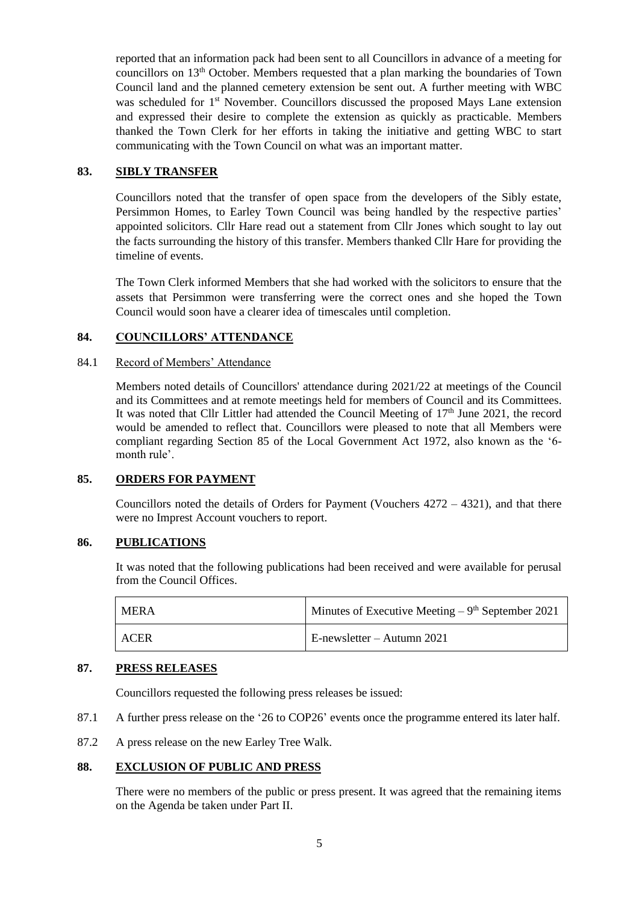reported that an information pack had been sent to all Councillors in advance of a meeting for councillors on 13th October. Members requested that a plan marking the boundaries of Town Council land and the planned cemetery extension be sent out. A further meeting with WBC was scheduled for 1st November. Councillors discussed the proposed Mays Lane extension and expressed their desire to complete the extension as quickly as practicable. Members thanked the Town Clerk for her efforts in taking the initiative and getting WBC to start communicating with the Town Council on what was an important matter.

## 83. SIBLY TRANSFER

Councillors noted that the transfer of open space from the developers of the Sibly estate, Persimmon Homes, to Earley Town Council was being handled by the respective parties' appointed solicitors. Cllr Hare read out a statement from Cllr Jones which sought to lay out the facts surrounding the history of this transfer. Members thanked Cllr Hare for providing the timeline of events.

The Town Clerk informed Members that she had worked with the solicitors to ensure that the assets that Persimmon were transferring were the correct ones and she hoped the Town Council would soon have a clearer idea of timescales until completion.

## 84. COUNCILLORS' ATTENDANCE

84.1 Record of Members' Attendance

Members noted details of Councillors' attendance during 2021/22 at meetings of the Council and its Committees and at remote meetings held for members of Council and its Committees. It was noted that Cllr Littler had attended the Council Meeting of 17th June 2021, the record would be amended to reflect that. Councillors were pleased to note that all Members were compliant regarding Section 85 of the Local Government Act 1972, also known as the '6-month rule'.

## 85. ORDERS FOR PAYMENT

Councillors noted the details of Orders for Payment (Vouchers 4272 – 4321), and that there were no Imprest Account vouchers to report.

## 86. PUBLICATIONS

It was noted that the following publications had been received and were available for perusal from the Council Offices.

| | |
|---|---|
| MERA | Minutes of Executive Meeting – 9th September 2021 |
| ACER | E-newsletter – Autumn 2021 |

## 87. PRESS RELEASES

Councillors requested the following press releases be issued:

87.1 A further press release on the '26 to COP26' events once the programme entered its later half.

87.2 A press release on the new Earley Tree Walk.

## 88. EXCLUSION OF PUBLIC AND PRESS

There were no members of the public or press present. It was agreed that the remaining items on the Agenda be taken under Part II.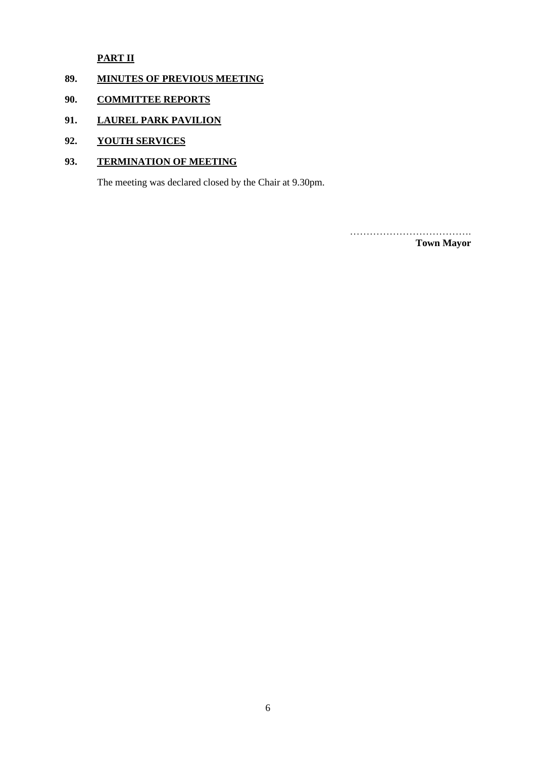**PART II**

**89. MINUTES OF PREVIOUS MEETING**

**90. COMMITTEE REPORTS**

**91. LAUREL PARK PAVILION**

**92. YOUTH SERVICES**

**93. TERMINATION OF MEETING**

The meeting was declared closed by the Chair at 9.30pm.

………………………………

**Town Mayor**